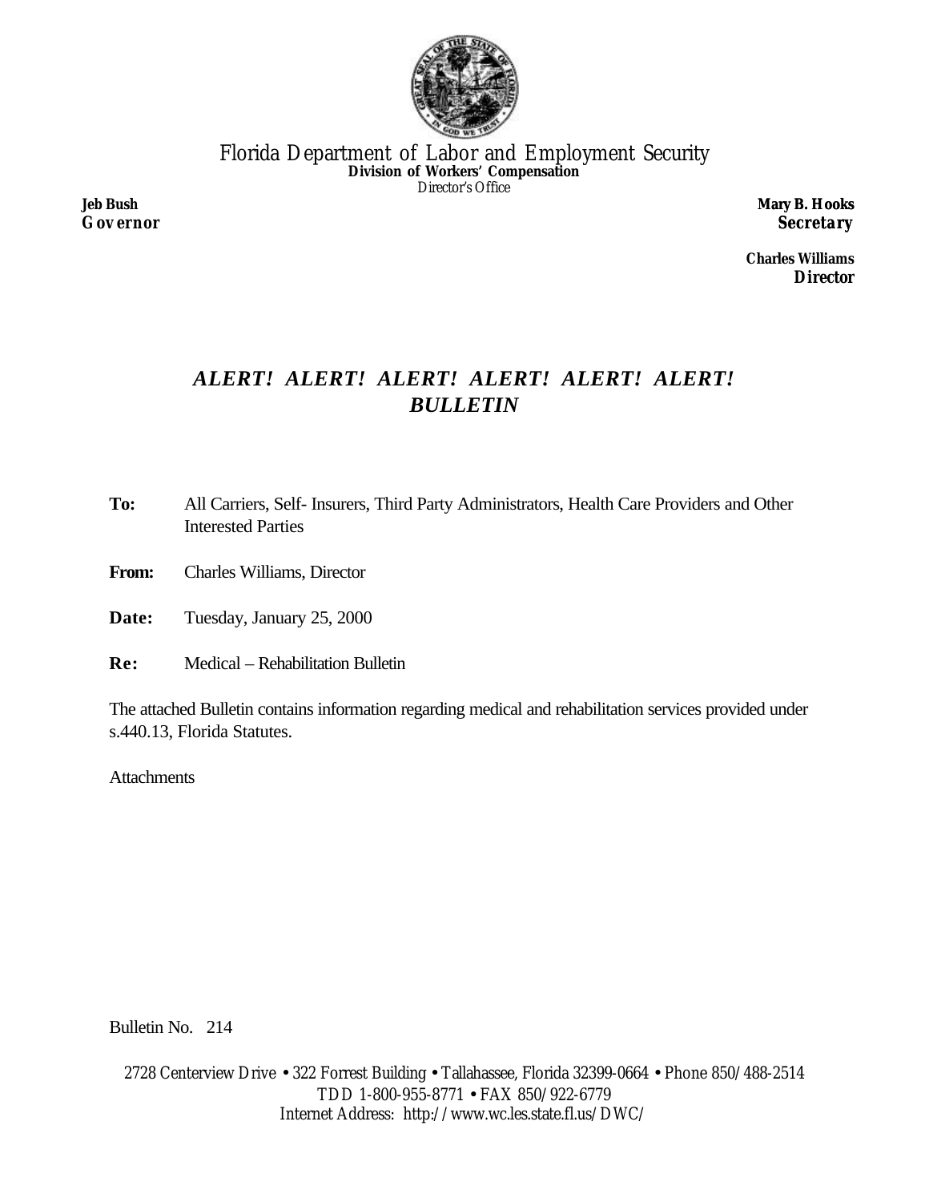# Florida Department of Labor and Employment Security

**Division of Workers' Compensation**

Director's Office

**Jeb Bush**
***Governor***

**Mary B. Hooks**
***Secretary***

**Charles Williams**
***Director***

## *ALERT! ALERT! ALERT! ALERT! ALERT! ALERT!*
## *BULLETIN*

**To:** All Carriers, Self- Insurers, Third Party Administrators, Health Care Providers and Other Interested Parties

**From:** Charles Williams, Director

**Date:** Tuesday, January 25, 2000

**Re:** Medical – Rehabilitation Bulletin

The attached Bulletin contains information regarding medical and rehabilitation services provided under s.440.13, Florida Statutes.

Attachments

Bulletin No. 214

2728 Centerview Drive • 322 Forrest Building • Tallahassee, Florida 32399-0664 • Phone 850/488-2514
TDD 1-800-955-8771 • FAX 850/922-6779
Internet Address: http://www.wc.les.state.fl.us/DWC/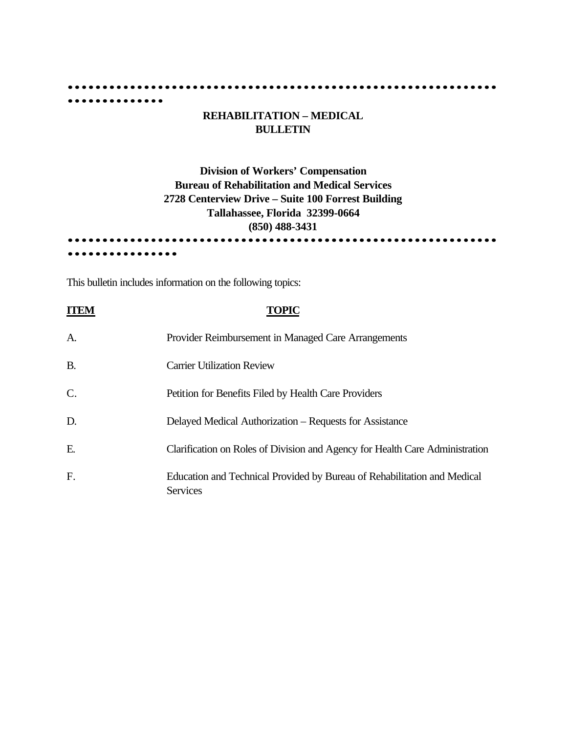# REHABILITATION – MEDICAL BULLETIN

**Division of Workers' Compensation**
**Bureau of Rehabilitation and Medical Services**
**2728 Centerview Drive – Suite 100 Forrest Building**
**Tallahassee, Florida 32399-0664**
**(850) 488-3431**

This bulletin includes information on the following topics:

| **ITEM** | **TOPIC** |
|---|---|
| A. | Provider Reimbursement in Managed Care Arrangements |
| B. | Carrier Utilization Review |
| C. | Petition for Benefits Filed by Health Care Providers |
| D. | Delayed Medical Authorization – Requests for Assistance |
| E. | Clarification on Roles of Division and Agency for Health Care Administration |
| F. | Education and Technical Provided by Bureau of Rehabilitation and Medical Services |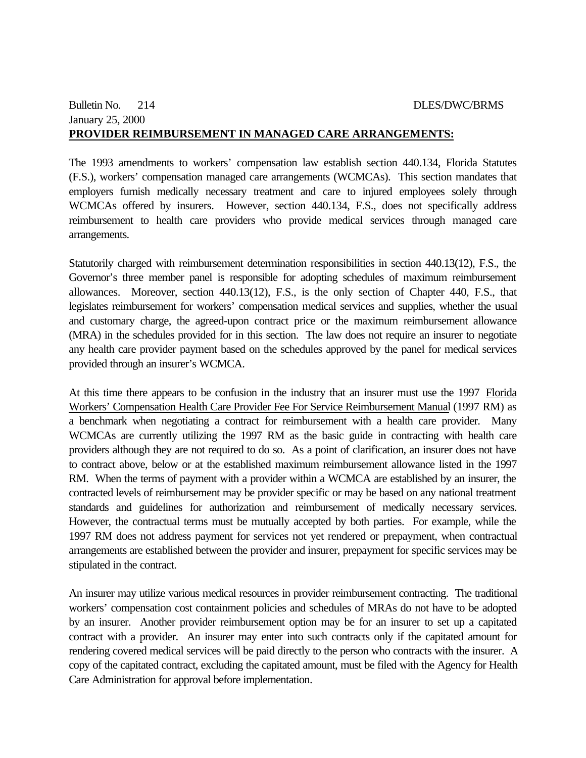Bulletin No. 214 DLES/DWC/BRMS
January 25, 2000

**PROVIDER REIMBURSEMENT IN MANAGED CARE ARRANGEMENTS:**

The 1993 amendments to workers' compensation law establish section 440.134, Florida Statutes (F.S.), workers' compensation managed care arrangements (WCMCAs). This section mandates that employers furnish medically necessary treatment and care to injured employees solely through WCMCAs offered by insurers. However, section 440.134, F.S., does not specifically address reimbursement to health care providers who provide medical services through managed care arrangements.

Statutorily charged with reimbursement determination responsibilities in section 440.13(12), F.S., the Governor's three member panel is responsible for adopting schedules of maximum reimbursement allowances. Moreover, section 440.13(12), F.S., is the only section of Chapter 440, F.S., that legislates reimbursement for workers' compensation medical services and supplies, whether the usual and customary charge, the agreed-upon contract price or the maximum reimbursement allowance (MRA) in the schedules provided for in this section. The law does not require an insurer to negotiate any health care provider payment based on the schedules approved by the panel for medical services provided through an insurer's WCMCA.

At this time there appears to be confusion in the industry that an insurer must use the 1997 Florida Workers' Compensation Health Care Provider Fee For Service Reimbursement Manual (1997 RM) as a benchmark when negotiating a contract for reimbursement with a health care provider. Many WCMCAs are currently utilizing the 1997 RM as the basic guide in contracting with health care providers although they are not required to do so. As a point of clarification, an insurer does not have to contract above, below or at the established maximum reimbursement allowance listed in the 1997 RM. When the terms of payment with a provider within a WCMCA are established by an insurer, the contracted levels of reimbursement may be provider specific or may be based on any national treatment standards and guidelines for authorization and reimbursement of medically necessary services. However, the contractual terms must be mutually accepted by both parties. For example, while the 1997 RM does not address payment for services not yet rendered or prepayment, when contractual arrangements are established between the provider and insurer, prepayment for specific services may be stipulated in the contract.

An insurer may utilize various medical resources in provider reimbursement contracting. The traditional workers' compensation cost containment policies and schedules of MRAs do not have to be adopted by an insurer. Another provider reimbursement option may be for an insurer to set up a capitated contract with a provider. An insurer may enter into such contracts only if the capitated amount for rendering covered medical services will be paid directly to the person who contracts with the insurer. A copy of the capitated contract, excluding the capitated amount, must be filed with the Agency for Health Care Administration for approval before implementation.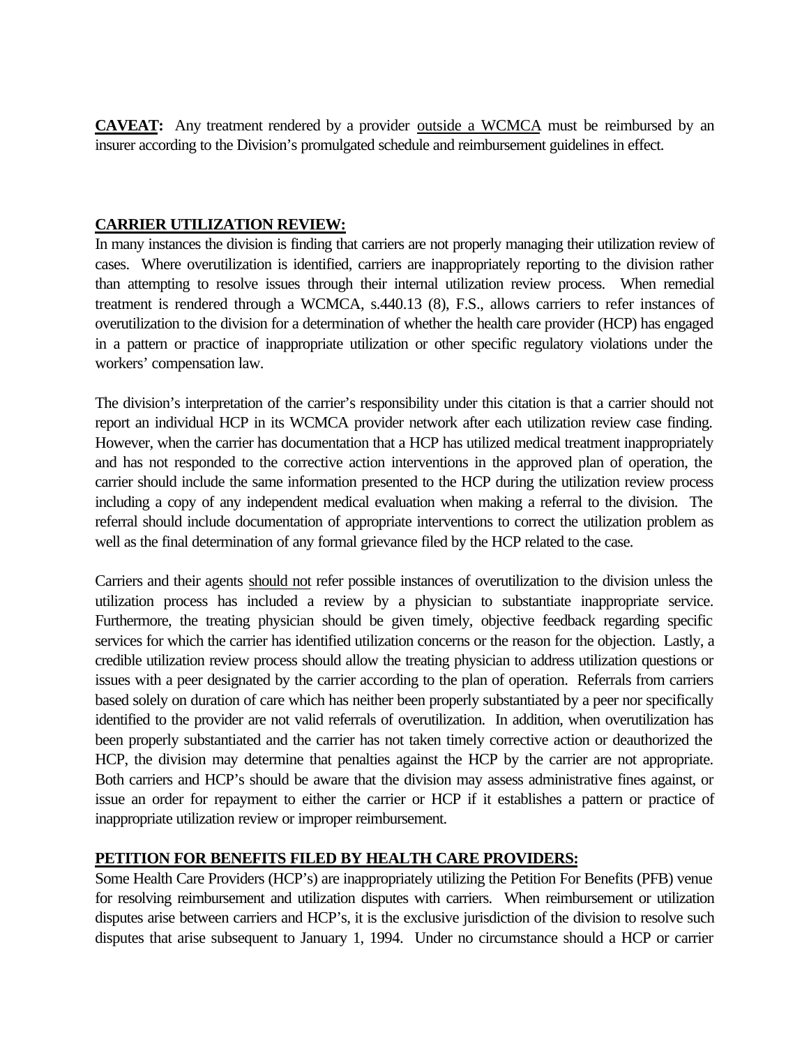**CAVEAT:** Any treatment rendered by a provider <u>outside a WCMCA</u> must be reimbursed by an insurer according to the Division's promulgated schedule and reimbursement guidelines in effect.

## <u>CARRIER UTILIZATION REVIEW:</u>

In many instances the division is finding that carriers are not properly managing their utilization review of cases. Where overutilization is identified, carriers are inappropriately reporting to the division rather than attempting to resolve issues through their internal utilization review process. When remedial treatment is rendered through a WCMCA, s.440.13 (8), F.S., allows carriers to refer instances of overutilization to the division for a determination of whether the health care provider (HCP) has engaged in a pattern or practice of inappropriate utilization or other specific regulatory violations under the workers' compensation law.

The division's interpretation of the carrier's responsibility under this citation is that a carrier should not report an individual HCP in its WCMCA provider network after each utilization review case finding. However, when the carrier has documentation that a HCP has utilized medical treatment inappropriately and has not responded to the corrective action interventions in the approved plan of operation, the carrier should include the same information presented to the HCP during the utilization review process including a copy of any independent medical evaluation when making a referral to the division. The referral should include documentation of appropriate interventions to correct the utilization problem as well as the final determination of any formal grievance filed by the HCP related to the case.

Carriers and their agents <u>should not</u> refer possible instances of overutilization to the division unless the utilization process has included a review by a physician to substantiate inappropriate service. Furthermore, the treating physician should be given timely, objective feedback regarding specific services for which the carrier has identified utilization concerns or the reason for the objection. Lastly, a credible utilization review process should allow the treating physician to address utilization questions or issues with a peer designated by the carrier according to the plan of operation. Referrals from carriers based solely on duration of care which has neither been properly substantiated by a peer nor specifically identified to the provider are not valid referrals of overutilization. In addition, when overutilization has been properly substantiated and the carrier has not taken timely corrective action or deauthorized the HCP, the division may determine that penalties against the HCP by the carrier are not appropriate. Both carriers and HCP's should be aware that the division may assess administrative fines against, or issue an order for repayment to either the carrier or HCP if it establishes a pattern or practice of inappropriate utilization review or improper reimbursement.

## <u>PETITION FOR BENEFITS FILED BY HEALTH CARE PROVIDERS:</u>

Some Health Care Providers (HCP's) are inappropriately utilizing the Petition For Benefits (PFB) venue for resolving reimbursement and utilization disputes with carriers. When reimbursement or utilization disputes arise between carriers and HCP's, it is the exclusive jurisdiction of the division to resolve such disputes that arise subsequent to January 1, 1994. Under no circumstance should a HCP or carrier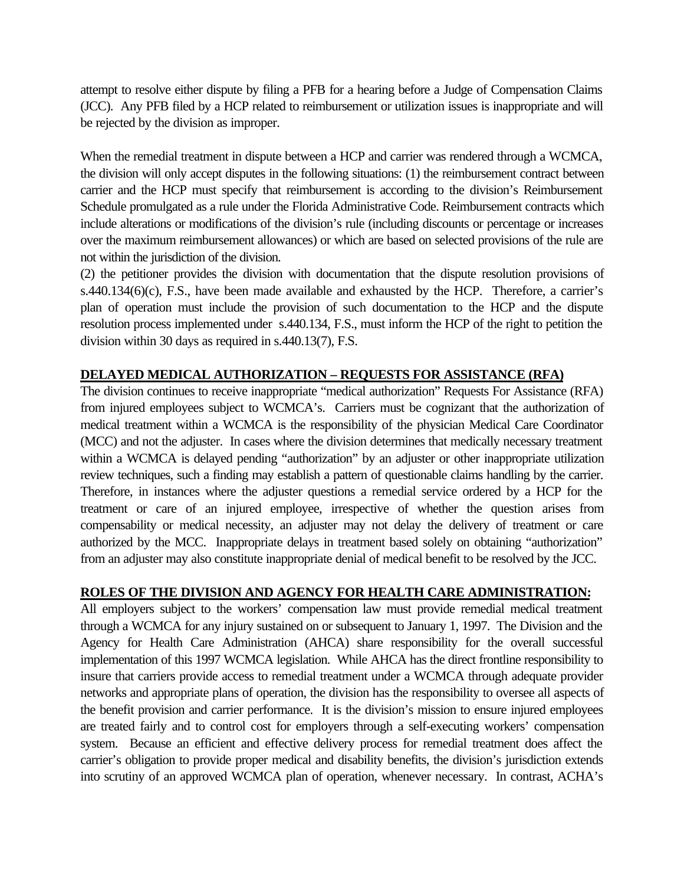attempt to resolve either dispute by filing a PFB for a hearing before a Judge of Compensation Claims (JCC). Any PFB filed by a HCP related to reimbursement or utilization issues is inappropriate and will be rejected by the division as improper.

When the remedial treatment in dispute between a HCP and carrier was rendered through a WCMCA, the division will only accept disputes in the following situations: (1) the reimbursement contract between carrier and the HCP must specify that reimbursement is according to the division's Reimbursement Schedule promulgated as a rule under the Florida Administrative Code. Reimbursement contracts which include alterations or modifications of the division's rule (including discounts or percentage or increases over the maximum reimbursement allowances) or which are based on selected provisions of the rule are not within the jurisdiction of the division.

(2) the petitioner provides the division with documentation that the dispute resolution provisions of s.440.134(6)(c), F.S., have been made available and exhausted by the HCP. Therefore, a carrier's plan of operation must include the provision of such documentation to the HCP and the dispute resolution process implemented under s.440.134, F.S., must inform the HCP of the right to petition the division within 30 days as required in s.440.13(7), F.S.

**DELAYED MEDICAL AUTHORIZATION – REQUESTS FOR ASSISTANCE (RFA)**

The division continues to receive inappropriate "medical authorization" Requests For Assistance (RFA) from injured employees subject to WCMCA's. Carriers must be cognizant that the authorization of medical treatment within a WCMCA is the responsibility of the physician Medical Care Coordinator (MCC) and not the adjuster. In cases where the division determines that medically necessary treatment within a WCMCA is delayed pending "authorization" by an adjuster or other inappropriate utilization review techniques, such a finding may establish a pattern of questionable claims handling by the carrier. Therefore, in instances where the adjuster questions a remedial service ordered by a HCP for the treatment or care of an injured employee, irrespective of whether the question arises from compensability or medical necessity, an adjuster may not delay the delivery of treatment or care authorized by the MCC. Inappropriate delays in treatment based solely on obtaining "authorization" from an adjuster may also constitute inappropriate denial of medical benefit to be resolved by the JCC.

**ROLES OF THE DIVISION AND AGENCY FOR HEALTH CARE ADMINISTRATION:**

All employers subject to the workers' compensation law must provide remedial medical treatment through a WCMCA for any injury sustained on or subsequent to January 1, 1997. The Division and the Agency for Health Care Administration (AHCA) share responsibility for the overall successful implementation of this 1997 WCMCA legislation. While AHCA has the direct frontline responsibility to insure that carriers provide access to remedial treatment under a WCMCA through adequate provider networks and appropriate plans of operation, the division has the responsibility to oversee all aspects of the benefit provision and carrier performance. It is the division's mission to ensure injured employees are treated fairly and to control cost for employers through a self-executing workers' compensation system. Because an efficient and effective delivery process for remedial treatment does affect the carrier's obligation to provide proper medical and disability benefits, the division's jurisdiction extends into scrutiny of an approved WCMCA plan of operation, whenever necessary. In contrast, ACHA's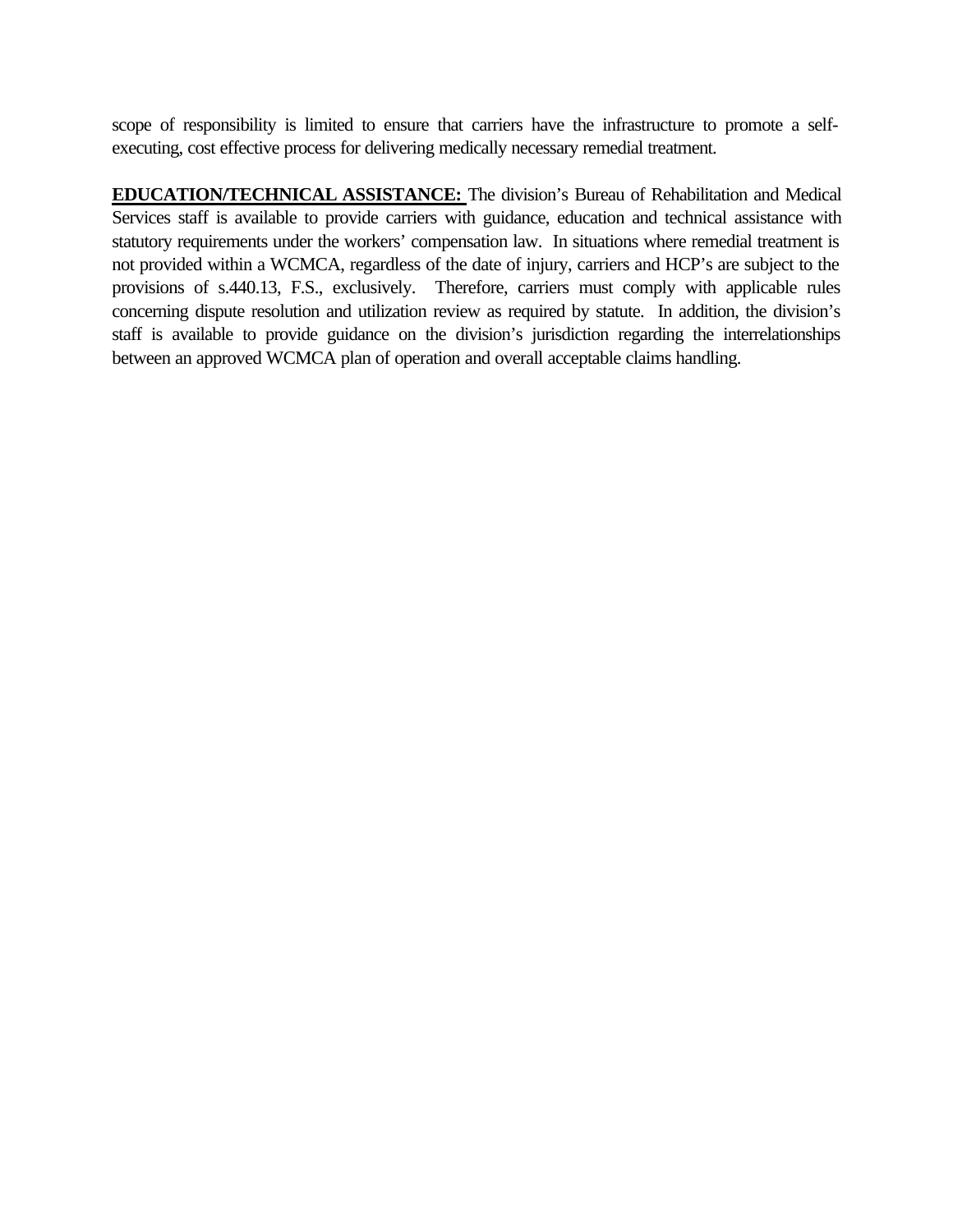scope of responsibility is limited to ensure that carriers have the infrastructure to promote a self-executing, cost effective process for delivering medically necessary remedial treatment.

**EDUCATION/TECHNICAL ASSISTANCE:** The division's Bureau of Rehabilitation and Medical Services staff is available to provide carriers with guidance, education and technical assistance with statutory requirements under the workers' compensation law. In situations where remedial treatment is not provided within a WCMCA, regardless of the date of injury, carriers and HCP's are subject to the provisions of s.440.13, F.S., exclusively. Therefore, carriers must comply with applicable rules concerning dispute resolution and utilization review as required by statute. In addition, the division's staff is available to provide guidance on the division's jurisdiction regarding the interrelationships between an approved WCMCA plan of operation and overall acceptable claims handling.